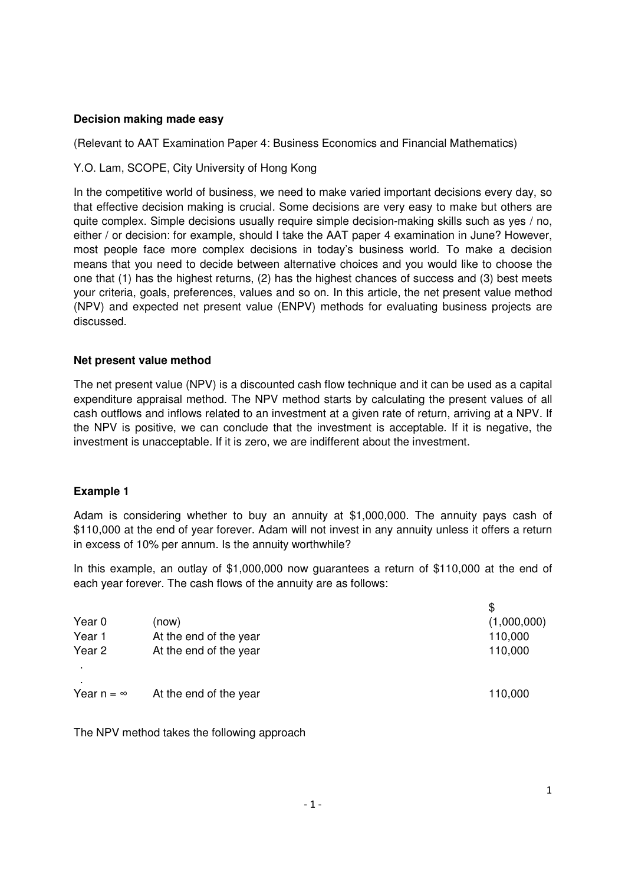**Decision making made easy**

(Relevant to AAT Examination Paper 4: Business Economics and Financial Mathematics)

Y.O. Lam, SCOPE, City University of Hong Kong

In the competitive world of business, we need to make varied important decisions every day, so that effective decision making is crucial. Some decisions are very easy to make but others are quite complex. Simple decisions usually require simple decision-making skills such as yes / no, either / or decision: for example, should I take the AAT paper 4 examination in June? However, most people face more complex decisions in today's business world. To make a decision means that you need to decide between alternative choices and you would like to choose the one that (1) has the highest returns, (2) has the highest chances of success and (3) best meets your criteria, goals, preferences, values and so on. In this article, the net present value method (NPV) and expected net present value (ENPV) methods for evaluating business projects are discussed.

**Net present value method**

The net present value (NPV) is a discounted cash flow technique and it can be used as a capital expenditure appraisal method. The NPV method starts by calculating the present values of all cash outflows and inflows related to an investment at a given rate of return, arriving at a NPV. If the NPV is positive, we can conclude that the investment is acceptable. If it is negative, the investment is unacceptable. If it is zero, we are indifferent about the investment.

**Example 1**

Adam is considering whether to buy an annuity at $1,000,000. The annuity pays cash of $110,000 at the end of year forever. Adam will not invest in any annuity unless it offers a return in excess of 10% per annum. Is the annuity worthwhile?

In this example, an outlay of $1,000,000 now guarantees a return of $110,000 at the end of each year forever. The cash flows of the annuity are as follows:

| | | $ |
|---|---|---|
| Year 0 | (now) | (1,000,000) |
| Year 1 | At the end of the year | 110,000 |
| Year 2 | At the end of the year | 110,000 |
| . | | |
| . | | |
| Year $n = \infty$ | At the end of the year | 110,000 |

The NPV method takes the following approach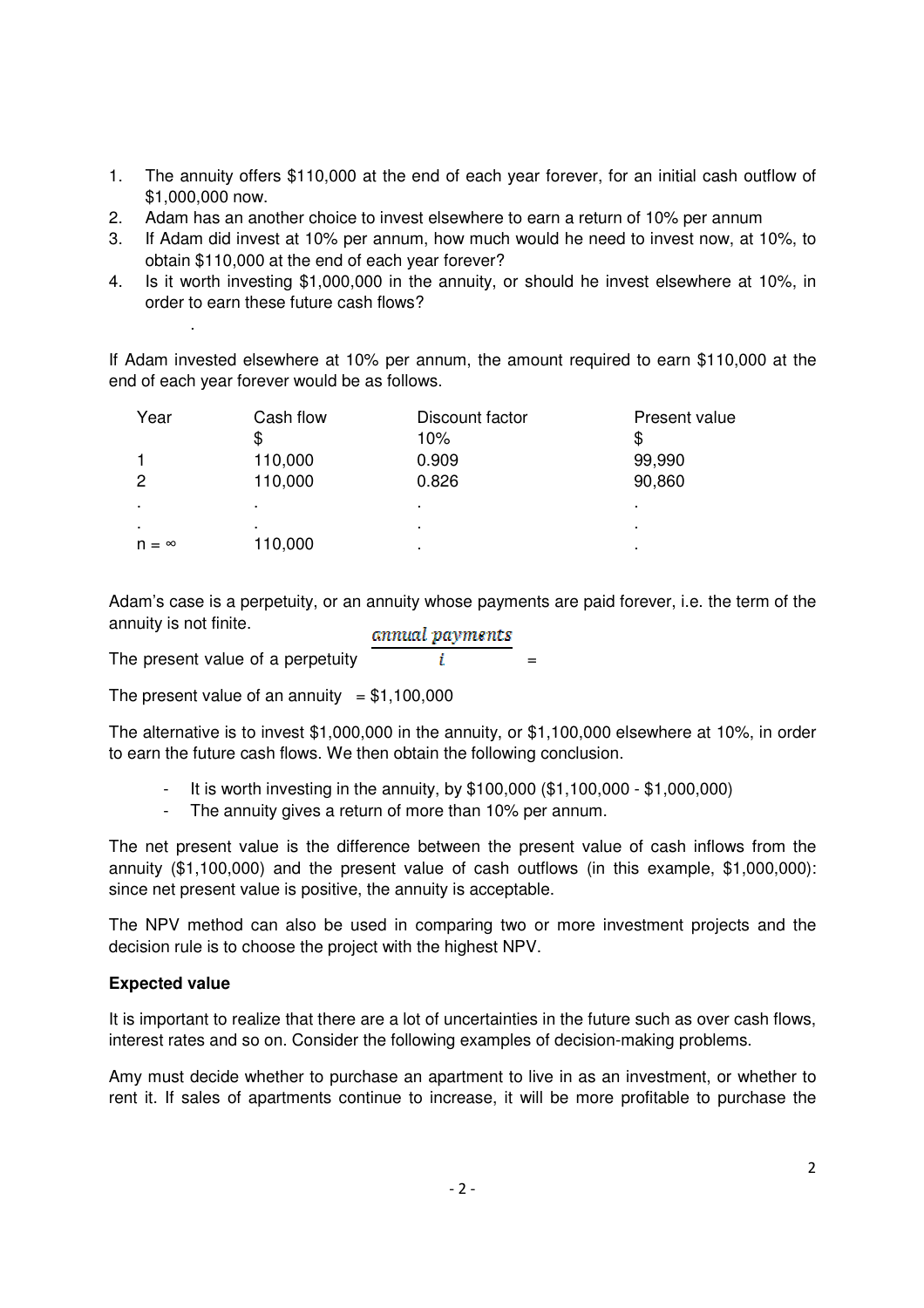1. The annuity offers $110,000 at the end of each year forever, for an initial cash outflow of $1,000,000 now.
2. Adam has an another choice to invest elsewhere to earn a return of 10% per annum
3. If Adam did invest at 10% per annum, how much would he need to invest now, at 10%, to obtain $110,000 at the end of each year forever?
4. Is it worth investing $1,000,000 in the annuity, or should he invest elsewhere at 10%, in order to earn these future cash flows?

.

If Adam invested elsewhere at 10% per annum, the amount required to earn $110,000 at the end of each year forever would be as follows.

| Year | Cash flow | Discount factor | Present value |
|---|---|---|---|
| | $ | 10% | $ |
| 1 | 110,000 | 0.909 | 99,990 |
| 2 | 110,000 | 0.826 | 90,860 |
| . | . | . | . |
| . | . | . | . |
| $n = \infty$ | 110,000 | . | . |

Adam's case is a perpetuity, or an annuity whose payments are paid forever, i.e. the term of the annuity is not finite.

The present value of a perpetuity $\dfrac{\text{annual payments}}{i}$ =

The present value of an annuity = $1,100,000

The alternative is to invest $1,000,000 in the annuity, or $1,100,000 elsewhere at 10%, in order to earn the future cash flows. We then obtain the following conclusion.

- It is worth investing in the annuity, by $100,000 ($1,100,000 - $1,000,000)
- The annuity gives a return of more than 10% per annum.

The net present value is the difference between the present value of cash inflows from the annuity ($1,100,000) and the present value of cash outflows (in this example, $1,000,000): since net present value is positive, the annuity is acceptable.

The NPV method can also be used in comparing two or more investment projects and the decision rule is to choose the project with the highest NPV.

**Expected value**

It is important to realize that there are a lot of uncertainties in the future such as over cash flows, interest rates and so on. Consider the following examples of decision-making problems.

Amy must decide whether to purchase an apartment to live in as an investment, or whether to rent it. If sales of apartments continue to increase, it will be more profitable to purchase the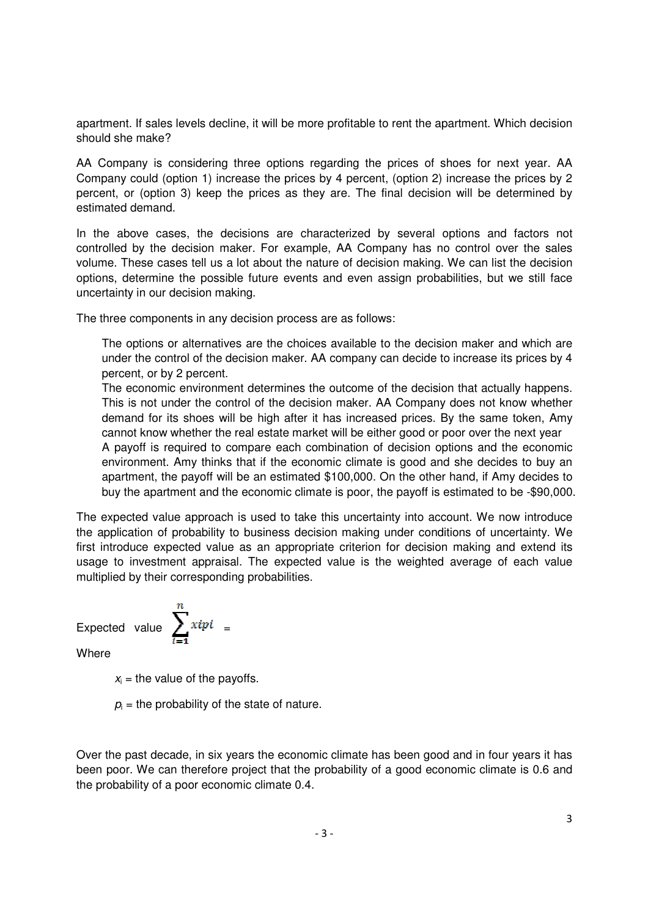apartment. If sales levels decline, it will be more profitable to rent the apartment. Which decision should she make?

AA Company is considering three options regarding the prices of shoes for next year. AA Company could (option 1) increase the prices by 4 percent, (option 2) increase the prices by 2 percent, or (option 3) keep the prices as they are. The final decision will be determined by estimated demand.

In the above cases, the decisions are characterized by several options and factors not controlled by the decision maker. For example, AA Company has no control over the sales volume. These cases tell us a lot about the nature of decision making. We can list the decision options, determine the possible future events and even assign probabilities, but we still face uncertainty in our decision making.

The three components in any decision process are as follows:

The options or alternatives are the choices available to the decision maker and which are under the control of the decision maker. AA company can decide to increase its prices by 4 percent, or by 2 percent.

The economic environment determines the outcome of the decision that actually happens. This is not under the control of the decision maker. AA Company does not know whether demand for its shoes will be high after it has increased prices. By the same token, Amy cannot know whether the real estate market will be either good or poor over the next year

A payoff is required to compare each combination of decision options and the economic environment. Amy thinks that if the economic climate is good and she decides to buy an apartment, the payoff will be an estimated $100,000. On the other hand, if Amy decides to buy the apartment and the economic climate is poor, the payoff is estimated to be -$90,000.

The expected value approach is used to take this uncertainty into account. We now introduce the application of probability to business decision making under conditions of uncertainty. We first introduce expected value as an appropriate criterion for decision making and extend its usage to investment appraisal. The expected value is the weighted average of each value multiplied by their corresponding probabilities.

$$\text{Expected value} \sum_{i=1}^{n} x_i p_i =$$

Where

$x_i$ = the value of the payoffs.

$p_i$ = the probability of the state of nature.

Over the past decade, in six years the economic climate has been good and in four years it has been poor. We can therefore project that the probability of a good economic climate is 0.6 and the probability of a poor economic climate 0.4.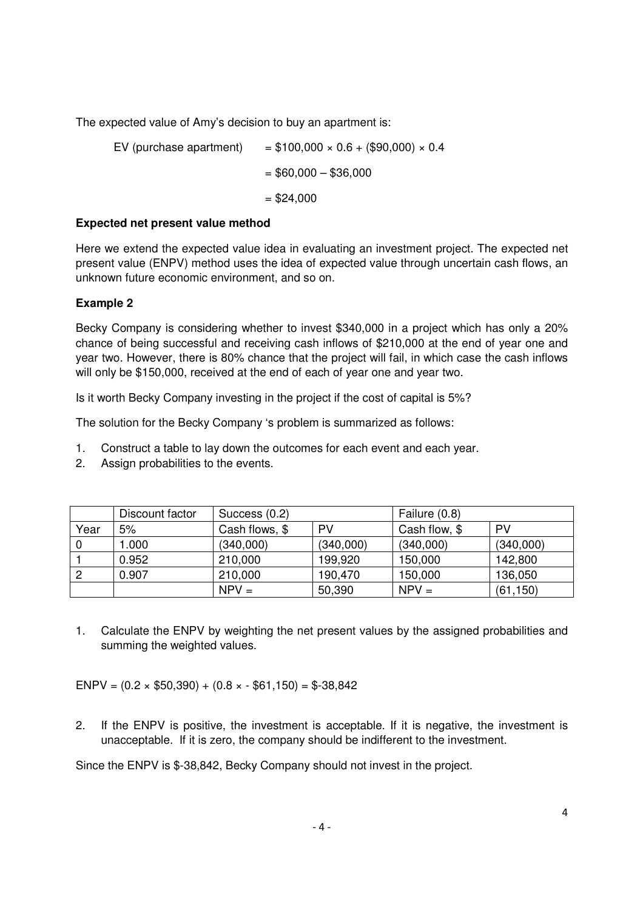The expected value of Amy's decision to buy an apartment is:

EV (purchase apartment) = \$100,000 × 0.6 + (\$90,000) × 0.4

= \$60,000 – \$36,000

= \$24,000

**Expected net present value method**

Here we extend the expected value idea in evaluating an investment project. The expected net present value (ENPV) method uses the idea of expected value through uncertain cash flows, an unknown future economic environment, and so on.

**Example 2**

Becky Company is considering whether to invest \$340,000 in a project which has only a 20% chance of being successful and receiving cash inflows of \$210,000 at the end of year one and year two. However, there is 80% chance that the project will fail, in which case the cash inflows will only be \$150,000, received at the end of each of year one and year two.

Is it worth Becky Company investing in the project if the cost of capital is 5%?

The solution for the Becky Company 's problem is summarized as follows:

1. Construct a table to lay down the outcomes for each event and each year.
2. Assign probabilities to the events.

| | Discount factor | Success (0.2) | | Failure (0.8) | |
|---|---|---|---|---|---|
| Year | 5% | Cash flows, \$ | PV | Cash flow, \$ | PV |
| 0 | 1.000 | (340,000) | (340,000) | (340,000) | (340,000) |
| 1 | 0.952 | 210,000 | 199,920 | 150,000 | 142,800 |
| 2 | 0.907 | 210,000 | 190,470 | 150,000 | 136,050 |
| | | NPV = | 50,390 | NPV = | (61,150) |

1. Calculate the ENPV by weighting the net present values by the assigned probabilities and summing the weighted values.

ENPV = (0.2 × \$50,390) + (0.8 × - \$61,150) = \$-38,842

2. If the ENPV is positive, the investment is acceptable. If it is negative, the investment is unacceptable. If it is zero, the company should be indifferent to the investment.

Since the ENPV is \$-38,842, Becky Company should not invest in the project.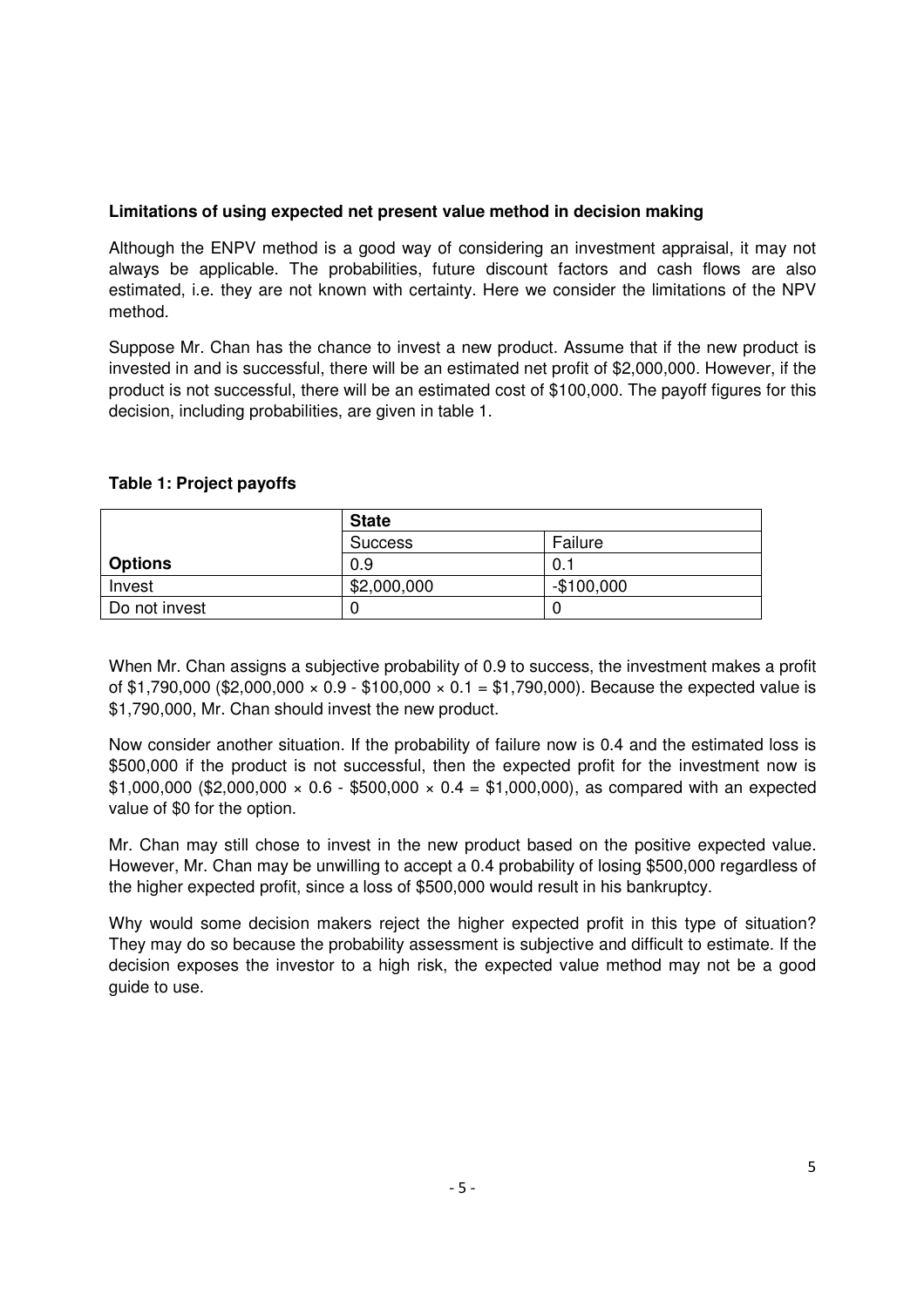**Limitations of using expected net present value method in decision making**

Although the ENPV method is a good way of considering an investment appraisal, it may not always be applicable. The probabilities, future discount factors and cash flows are also estimated, i.e. they are not known with certainty. Here we consider the limitations of the NPV method.

Suppose Mr. Chan has the chance to invest a new product. Assume that if the new product is invested in and is successful, there will be an estimated net profit of $2,000,000. However, if the product is not successful, there will be an estimated cost of $100,000. The payoff figures for this decision, including probabilities, are given in table 1.

**Table 1: Project payoffs**

| | **State** | |
|---|---|---|
| | Success | Failure |
| **Options** | 0.9 | 0.1 |
| Invest | $2,000,000 | -$100,000 |
| Do not invest | 0 | 0 |

When Mr. Chan assigns a subjective probability of 0.9 to success, the investment makes a profit of $1,790,000 ($2,000,000 × 0.9 - $100,000 × 0.1 = $1,790,000). Because the expected value is $1,790,000, Mr. Chan should invest the new product.

Now consider another situation. If the probability of failure now is 0.4 and the estimated loss is $500,000 if the product is not successful, then the expected profit for the investment now is $1,000,000 ($2,000,000 × 0.6 - $500,000 × 0.4 = $1,000,000), as compared with an expected value of $0 for the option.

Mr. Chan may still chose to invest in the new product based on the positive expected value. However, Mr. Chan may be unwilling to accept a 0.4 probability of losing $500,000 regardless of the higher expected profit, since a loss of $500,000 would result in his bankruptcy.

Why would some decision makers reject the higher expected profit in this type of situation? They may do so because the probability assessment is subjective and difficult to estimate. If the decision exposes the investor to a high risk, the expected value method may not be a good guide to use.